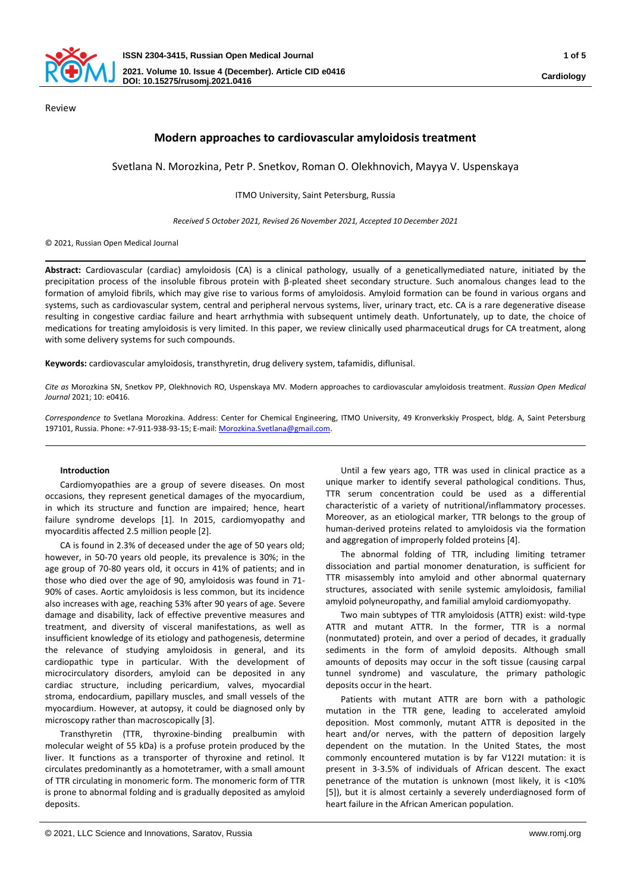Review

# Modern approaches to cardiovascular amyloidosis treatment

Svetlana N. Morozkina, Petr P. Snetkov, Roman O. Olekhnovich, Mayya V. Uspenskaya

ITMO University, Saint Petersburg, Russia

*Received 5 October 2021, Revised 26 November 2021, Accepted 10 December 2021*

© 2021, Russian Open Medical Journal

**Abstract:** Cardiovascular (cardiac) amyloidosis (CA) is a clinical pathology, usually of a geneticallymediated nature, initiated by the precipitation process of the insoluble fibrous protein with β-pleated sheet secondary structure. Such anomalous changes lead to the formation of amyloid fibrils, which may give rise to various forms of amyloidosis. Amyloid formation can be found in various organs and systems, such as cardiovascular system, central and peripheral nervous systems, liver, urinary tract, etc. CA is a rare degenerative disease resulting in congestive cardiac failure and heart arrhythmia with subsequent untimely death. Unfortunately, up to date, the choice of medications for treating amyloidosis is very limited. In this paper, we review clinically used pharmaceutical drugs for CA treatment, along with some delivery systems for such compounds.

**Keywords:** cardiovascular amyloidosis, transthyretin, drug delivery system, tafamidis, diflunisal.

*Cite as* Morozkina SN, Snetkov PP, Olekhnovich RO, Uspenskaya MV. Modern approaches to cardiovascular amyloidosis treatment. *Russian Open Medical Journal* 2021; 10: e0416.

*Correspondence to* Svetlana Morozkina. Address: Center for Chemical Engineering, ITMO University, 49 Kronverkskiy Prospect, bldg. A, Saint Petersburg 197101, Russia. Phone: +7-911-938-93-15; E-mail: Morozkina.Svetlana@gmail.com.

## Introduction

Cardiomyopathies are a group of severe diseases. On most occasions, they represent genetical damages of the myocardium, in which its structure and function are impaired; hence, heart failure syndrome develops [1]. In 2015, cardiomyopathy and myocarditis affected 2.5 million people [2].

CA is found in 2.3% of deceased under the age of 50 years old; however, in 50-70 years old people, its prevalence is 30%; in the age group of 70-80 years old, it occurs in 41% of patients; and in those who died over the age of 90, amyloidosis was found in 71-90% of cases. Aortic amyloidosis is less common, but its incidence also increases with age, reaching 53% after 90 years of age. Severe damage and disability, lack of effective preventive measures and treatment, and diversity of visceral manifestations, as well as insufficient knowledge of its etiology and pathogenesis, determine the relevance of studying amyloidosis in general, and its cardiopathic type in particular. With the development of microcirculatory disorders, amyloid can be deposited in any cardiac structure, including pericardium, valves, myocardial stroma, endocardium, papillary muscles, and small vessels of the myocardium. However, at autopsy, it could be diagnosed only by microscopy rather than macroscopically [3].

Transthyretin (TTR, thyroxine-binding prealbumin with molecular weight of 55 kDa) is a profuse protein produced by the liver. It functions as a transporter of thyroxine and retinol. It circulates predominantly as a homotetramer, with a small amount of TTR circulating in monomeric form. The monomeric form of TTR is prone to abnormal folding and is gradually deposited as amyloid deposits.

Until a few years ago, TTR was used in clinical practice as a unique marker to identify several pathological conditions. Thus, TTR serum concentration could be used as a differential characteristic of a variety of nutritional/inflammatory processes. Moreover, as an etiological marker, TTR belongs to the group of human-derived proteins related to amyloidosis via the formation and aggregation of improperly folded proteins [4].

The abnormal folding of TTR, including limiting tetramer dissociation and partial monomer denaturation, is sufficient for TTR misassembly into amyloid and other abnormal quaternary structures, associated with senile systemic amyloidosis, familial amyloid polyneuropathy, and familial amyloid cardiomyopathy.

Two main subtypes of TTR amyloidosis (ATTR) exist: wild-type ATTR and mutant ATTR. In the former, TTR is a normal (nonmutated) protein, and over a period of decades, it gradually sediments in the form of amyloid deposits. Although small amounts of deposits may occur in the soft tissue (causing carpal tunnel syndrome) and vasculature, the primary pathologic deposits occur in the heart.

Patients with mutant ATTR are born with a pathologic mutation in the TTR gene, leading to accelerated amyloid deposition. Most commonly, mutant ATTR is deposited in the heart and/or nerves, with the pattern of deposition largely dependent on the mutation. In the United States, the most commonly encountered mutation is by far V122I mutation: it is present in 3-3.5% of individuals of African descent. The exact penetrance of the mutation is unknown (most likely, it is <10% [5]), but it is almost certainly a severely underdiagnosed form of heart failure in the African American population.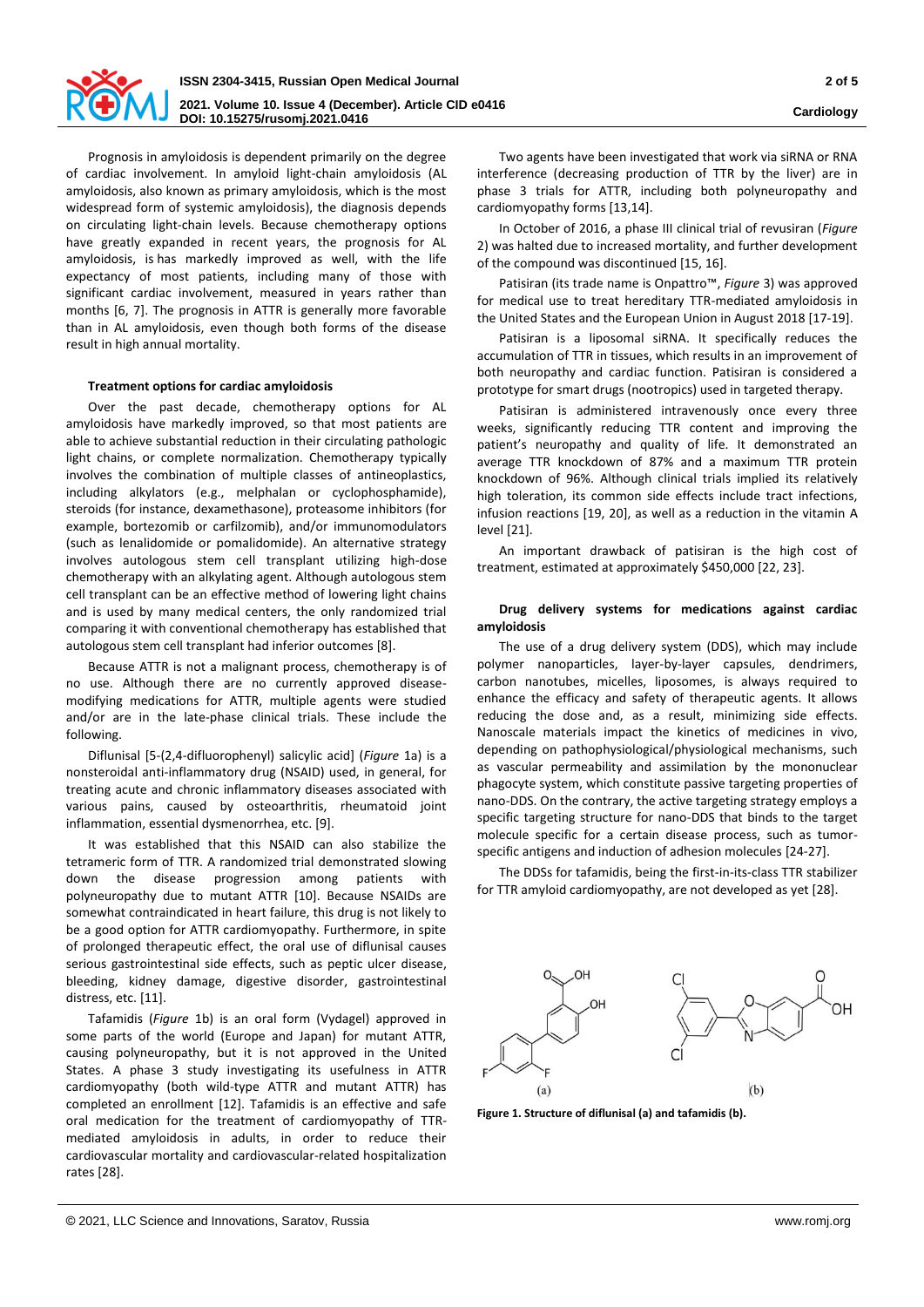Prognosis in amyloidosis is dependent primarily on the degree of cardiac involvement. In amyloid light-chain amyloidosis (AL amyloidosis, also known as primary amyloidosis, which is the most widespread form of systemic amyloidosis), the diagnosis depends on circulating light-chain levels. Because chemotherapy options have greatly expanded in recent years, the prognosis for AL amyloidosis, is has markedly improved as well, with the life expectancy of most patients, including many of those with significant cardiac involvement, measured in years rather than months [6, 7]. The prognosis in ATTR is generally more favorable than in AL amyloidosis, even though both forms of the disease result in high annual mortality.

#### Treatment options for cardiac amyloidosis

Over the past decade, chemotherapy options for AL amyloidosis have markedly improved, so that most patients are able to achieve substantial reduction in their circulating pathologic light chains, or complete normalization. Chemotherapy typically involves the combination of multiple classes of antineoplastics, including alkylators (e.g., melphalan or cyclophosphamide), steroids (for instance, dexamethasone), proteasome inhibitors (for example, bortezomib or carfilzomib), and/or immunomodulators (such as lenalidomide or pomalidomide). An alternative strategy involves autologous stem cell transplant utilizing high-dose chemotherapy with an alkylating agent. Although autologous stem cell transplant can be an effective method of lowering light chains and is used by many medical centers, the only randomized trial comparing it with conventional chemotherapy has established that autologous stem cell transplant had inferior outcomes [8].

Because ATTR is not a malignant process, chemotherapy is of no use. Although there are no currently approved disease-modifying medications for ATTR, multiple agents were studied and/or are in the late-phase clinical trials. These include the following.

Diflunisal [5-(2,4-difluorophenyl) salicylic acid] (*Figure* 1a) is a nonsteroidal anti-inflammatory drug (NSAID) used, in general, for treating acute and chronic inflammatory diseases associated with various pains, caused by osteoarthritis, rheumatoid joint inflammation, essential dysmenorrhea, etc. [9].

It was established that this NSAID can also stabilize the tetrameric form of TTR. A randomized trial demonstrated slowing down the disease progression among patients with polyneuropathy due to mutant ATTR [10]. Because NSAIDs are somewhat contraindicated in heart failure, this drug is not likely to be a good option for ATTR cardiomyopathy. Furthermore, in spite of prolonged therapeutic effect, the oral use of diflunisal causes serious gastrointestinal side effects, such as peptic ulcer disease, bleeding, kidney damage, digestive disorder, gastrointestinal distress, etc. [11].

Tafamidis (*Figure* 1b) is an oral form (Vydagel) approved in some parts of the world (Europe and Japan) for mutant ATTR, causing polyneuropathy, but it is not approved in the United States. A phase 3 study investigating its usefulness in ATTR cardiomyopathy (both wild-type ATTR and mutant ATTR) has completed an enrollment [12]. Tafamidis is an effective and safe oral medication for the treatment of cardiomyopathy of TTR-mediated amyloidosis in adults, in order to reduce their cardiovascular mortality and cardiovascular-related hospitalization rates [28].

Two agents have been investigated that work via siRNA or RNA interference (decreasing production of TTR by the liver) are in phase 3 trials for ATTR, including both polyneuropathy and cardiomyopathy forms [13,14].

In October of 2016, a phase III clinical trial of revusiran (*Figure* 2) was halted due to increased mortality, and further development of the compound was discontinued [15, 16].

Patisiran (its trade name is Onpattro™, *Figure* 3) was approved for medical use to treat hereditary TTR-mediated amyloidosis in the United States and the European Union in August 2018 [17-19].

Patisiran is a liposomal siRNA. It specifically reduces the accumulation of TTR in tissues, which results in an improvement of both neuropathy and cardiac function. Patisiran is considered a prototype for smart drugs (nootropics) used in targeted therapy.

Patisiran is administered intravenously once every three weeks, significantly reducing TTR content and improving the patient's neuropathy and quality of life. It demonstrated an average TTR knockdown of 87% and a maximum TTR protein knockdown of 96%. Although clinical trials implied its relatively high toleration, its common side effects include tract infections, infusion reactions [19, 20], as well as a reduction in the vitamin A level [21].

An important drawback of patisiran is the high cost of treatment, estimated at approximately $450,000 [22, 23].

#### Drug delivery systems for medications against cardiac amyloidosis

The use of a drug delivery system (DDS), which may include polymer nanoparticles, layer-by-layer capsules, dendrimers, carbon nanotubes, micelles, liposomes, is always required to enhance the efficacy and safety of therapeutic agents. It allows reducing the dose and, as a result, minimizing side effects. Nanoscale materials impact the kinetics of medicines in vivo, depending on pathophysiological/physiological mechanisms, such as vascular permeability and assimilation by the mononuclear phagocyte system, which constitute passive targeting properties of nano-DDS. On the contrary, the active targeting strategy employs a specific targeting structure for nano-DDS that binds to the target molecule specific for a certain disease process, such as tumor-specific antigens and induction of adhesion molecules [24-27].

The DDSs for tafamidis, being the first-in-its-class TTR stabilizer for TTR amyloid cardiomyopathy, are not developed as yet [28].

(a) (b)

**Figure 1. Structure of diflunisal (a) and tafamidis (b).**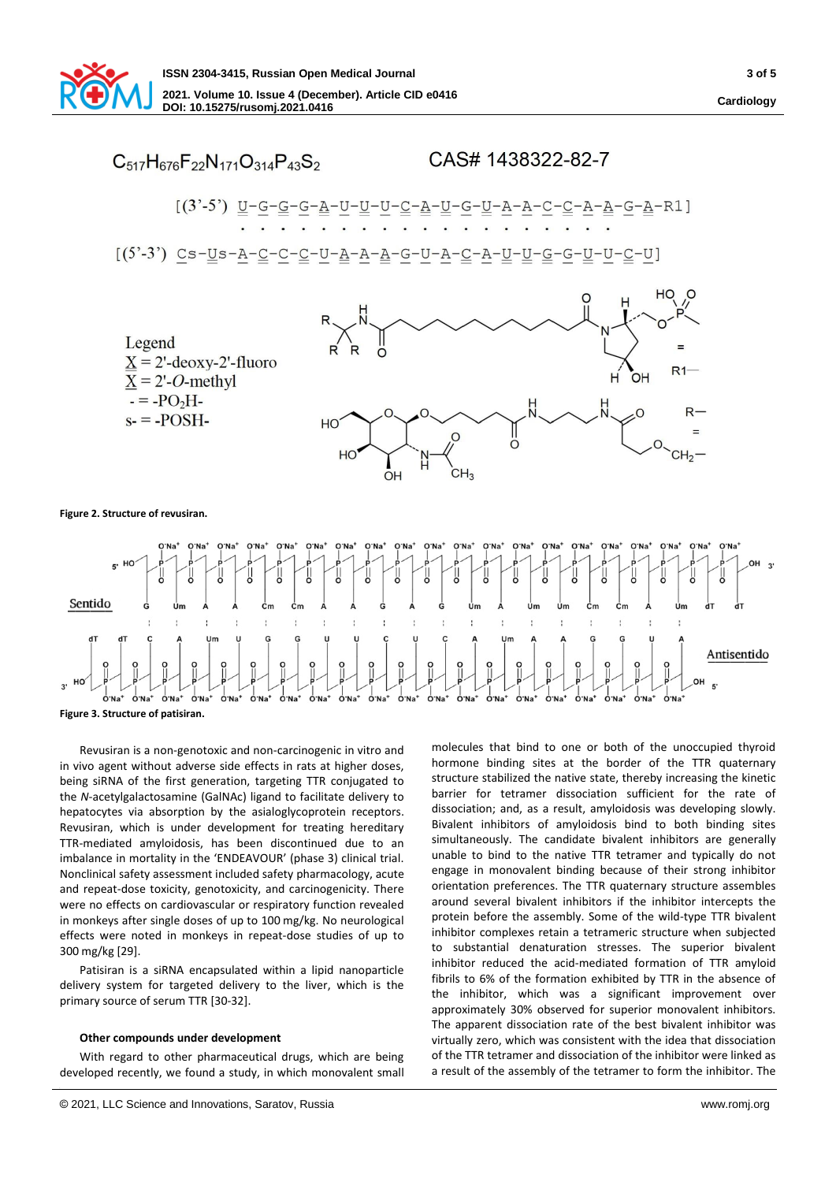Figure 2. Structure of revusiran.

Figure 3. Structure of patisiran.

Revusiran is a non-genotoxic and non-carcinogenic in vitro and in vivo agent without adverse side effects in rats at higher doses, being siRNA of the first generation, targeting TTR conjugated to the *N*-acetylgalactosamine (GalNAc) ligand to facilitate delivery to hepatocytes via absorption by the asialoglycoprotein receptors. Revusiran, which is under development for treating hereditary TTR-mediated amyloidosis, has been discontinued due to an imbalance in mortality in the 'ENDEAVOUR' (phase 3) clinical trial. Nonclinical safety assessment included safety pharmacology, acute and repeat-dose toxicity, genotoxicity, and carcinogenicity. There were no effects on cardiovascular or respiratory function revealed in monkeys after single doses of up to 100 mg/kg. No neurological effects were noted in monkeys in repeat-dose studies of up to 300 mg/kg [29].

Patisiran is a siRNA encapsulated within a lipid nanoparticle delivery system for targeted delivery to the liver, which is the primary source of serum TTR [30-32].

#### Other compounds under development

With regard to other pharmaceutical drugs, which are being developed recently, we found a study, in which monovalent small molecules that bind to one or both of the unoccupied thyroid hormone binding sites at the border of the TTR quaternary structure stabilized the native state, thereby increasing the kinetic barrier for tetramer dissociation sufficient for the rate of dissociation; and, as a result, amyloidosis was developing slowly. Bivalent inhibitors of amyloidosis bind to both binding sites simultaneously. The candidate bivalent inhibitors are generally unable to bind to the native TTR tetramer and typically do not engage in monovalent binding because of their strong inhibitor orientation preferences. The TTR quaternary structure assembles around several bivalent inhibitors if the inhibitor intercepts the protein before the assembly. Some of the wild-type TTR bivalent inhibitor complexes retain a tetrameric structure when subjected to substantial denaturation stresses. The superior bivalent inhibitor reduced the acid-mediated formation of TTR amyloid fibrils to 6% of the formation exhibited by TTR in the absence of the inhibitor, which was a significant improvement over approximately 30% observed for superior monovalent inhibitors. The apparent dissociation rate of the best bivalent inhibitor was virtually zero, which was consistent with the idea that dissociation of the TTR tetramer and dissociation of the inhibitor were linked as a result of the assembly of the tetramer to form the inhibitor. The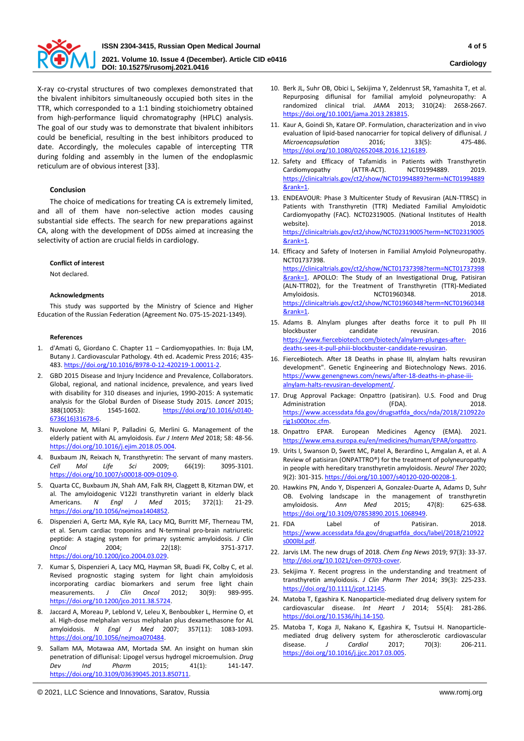X-ray co-crystal structures of two complexes demonstrated that the bivalent inhibitors simultaneously occupied both sites in the TTR, which corresponded to a 1:1 binding stoichiometry obtained from high-performance liquid chromatography (HPLC) analysis. The goal of our study was to demonstrate that bivalent inhibitors could be beneficial, resulting in the best inhibitors produced to date. Accordingly, the molecules capable of intercepting TTR during folding and assembly in the lumen of the endoplasmic reticulum are of obvious interest [33].

### Conclusion

The choice of medications for treating CA is extremely limited, and all of them have non-selective action modes causing substantial side effects. The search for new preparations against CA, along with the development of DDSs aimed at increasing the selectivity of action are crucial fields in cardiology.

#### Conflict of interest

Not declared.

#### Acknowledgments

This study was supported by the Ministry of Science and Higher Education of the Russian Federation (Agreement No. 075-15-2021-1349).

### References

1. d'Amati G, Giordano C. Chapter 11 – Cardiomyopathies. In: Buja LM, Butany J. Cardiovascular Pathology. 4th ed. Academic Press 2016; 435-483. https://doi.org/10.1016/B978-0-12-420219-1.00011-2.
2. GBD 2015 Disease and Injury Incidence and Prevalence, Collaborators. Global, regional, and national incidence, prevalence, and years lived with disability for 310 diseases and injuries, 1990-2015: A systematic analysis for the Global Burden of Disease Study 2015. *Lancet* 2015; 388(10053): 1545-1602. https://doi.org/10.1016/s0140-6736(16)31678-6.
3. Nuvolone M, Milani P, Palladini G, Merlini G. Management of the elderly patient with AL amyloidosis. *Eur J Intern Med* 2018; 58: 48-56. https://doi.org/10.1016/j.ejim.2018.05.004.
4. Buxbaum JN, Reixach N, Transthyretin: The servant of many masters. *Cell Mol Life Sci* 2009; 66(19): 3095-3101. https://doi.org/10.1007/s00018-009-0109-0.
5. Quarta CC, Buxbaum JN, Shah AM, Falk RH, Claggett B, Kitzman DW, et al. The amyloidogenic V122I transthyretin variant in elderly black Americans. *N Engl J Med* 2015; 372(1): 21-29. https://doi.org/10.1056/nejmoa1404852.
6. Dispenzieri A, Gertz MA, Kyle RA, Lacy MQ, Burritt MF, Therneau TM, et al. Serum cardiac troponins and N-terminal pro-brain natriuretic peptide: A staging system for primary systemic amyloidosis. *J Clin Oncol* 2004; 22(18): 3751-3717. https://doi.org/10.1200/jco.2004.03.029.
7. Kumar S, Dispenzieri A, Lacy MQ, Hayman SR, Buadi FK, Colby C, et al. Revised prognostic staging system for light chain amyloidosis incorporating cardiac biomarkers and serum free light chain measurements. *J Clin Oncol* 2012; 30(9): 989-995. https://doi.org/10.1200/jco.2011.38.5724.
8. Jaccard A, Moreau P, Leblond V, Leleu X, Benboubker L, Hermine O, et al. High-dose melphalan versus melphalan plus dexamethasone for AL amyloidosis. *N Engl J Med* 2007; 357(11): 1083-1093. https://doi.org/10.1056/nejmoa070484.
9. Sallam MA, Motawaa AM, Mortada SM. An insight on human skin penetration of diflunisal: Lipogel versus hydrogel microemulsion. *Drug Dev Ind Pharm* 2015; 41(1): 141-147. https://doi.org/10.3109/03639045.2013.850711.
10. Berk JL, Suhr OB, Obici L, Sekijima Y, Zeldenrust SR, Yamashita T, et al. Repurposing diflunisal for familial amyloid polyneuropathy: A randomized clinical trial. *JAMA* 2013; 310(24): 2658-2667. https://doi.org/10.1001/jama.2013.283815.
11. Kaur A, Goindi Sh, Katare OP. Formulation, characterization and in vivo evaluation of lipid-based nanocarrier for topical delivery of diflunisal. *J Microencapsulation* 2016; 33(5): 475-486. https://doi.org/10.1080/02652048.2016.1216189.
12. Safety and Efficacy of Tafamidis in Patients with Transthyretin Cardiomyopathy (ATTR-ACT). NCT01994889. 2019. https://clinicaltrials.gov/ct2/show/NCT01994889?term=NCT01994889&rank=1.
13. ENDEAVOUR: Phase 3 Multicenter Study of Revusiran (ALN-TTRSC) in Patients with Transthyretin (TTR) Mediated Familial Amyloidotic Cardiomyopathy (FAC). NCT02319005. (National Institutes of Health website). 2018. https://clinicaltrials.gov/ct2/show/NCT02319005?term=NCT02319005&rank=1.
14. Efficacy and Safety of Inotersen in Familial Amyloid Polyneuropathy. NCT01737398. 2019. https://clinicaltrials.gov/ct2/show/NCT01737398?term=NCT01737398&rank=1. APOLLO: The Study of an Investigational Drug, Patisiran (ALN-TTR02), for the Treatment of Transthyretin (TTR)-Mediated Amyloidosis. NCT01960348. 2018. https://clinicaltrials.gov/ct2/show/NCT01960348?term=NCT01960348&rank=1.
15. Adams B. Alnylam plunges after deaths force it to pull Ph III blockbuster candidate revusiran. 2016 https://www.fiercebiotech.com/biotech/alnylam-plunges-after-deaths-sees-it-pull-phiii-blockbuster-candidate-revusiran.
16. FierceBiotech. After 18 Deaths in phase III, alnylam halts revusiran development". Genetic Engineering and Biotechnology News. 2016. https://www.genengnews.com/news/after-18-deaths-in-phase-iii-alnylam-halts-revusiran-development/.
17. Drug Approval Package: Onpattro (patisiran). U.S. Food and Drug Administration (FDA). 2018. https://www.accessdata.fda.gov/drugsatfda_docs/nda/2018/210922orig1s000toc.cfm.
18. Onpattro EPAR. European Medicines Agency (EMA). 2021. https://www.ema.europa.eu/en/medicines/human/EPAR/onpattro.
19. Urits I, Swanson D, Swett MC, Patel A, Berardino L, Amgalan A, et al. A Review of patisiran (ONPATTRO®) for the treatment of polyneuropathy in people with hereditary transthyretin amyloidosis. *Neurol Ther* 2020; 9(2): 301-315. https://doi.org/10.1007/s40120-020-00208-1.
20. Hawkins PN, Ando Y, Dispenzeri A, Gonzalez-Duarte A, Adams D, Suhr OB. Evolving landscape in the management of transthyretin amyloidosis. *Ann Med* 2015; 47(8): 625-638. https://doi.org/10.3109/07853890.2015.1068949.
21. FDA Label of Patisiran. 2018. https://www.accessdata.fda.gov/drugsatfda_docs/label/2018/210922s000lbl.pdf.
22. Jarvis LM. The new drugs of 2018. *Chem Eng News* 2019; 97(3): 33-37. http://doi.org/10.1021/cen-09703-cover.
23. Sekijima Y. Recent progress in the understanding and treatment of transthyretin amyloidosis. *J Clin Pharm Ther* 2014; 39(3): 225-233. https://doi.org/10.1111/jcpt.12145.
24. Matoba T, Egashira K. Nanoparticle-mediated drug delivery system for cardiovascular disease. *Int Heart J* 2014; 55(4): 281-286. https://doi.org/10.1536/ihj.14-150.
25. Matoba T, Koga JI, Nakano K, Egashira K, Tsutsui H. Nanoparticle-mediated drug delivery system for atherosclerotic cardiovascular disease. *J Cardiol* 2017; 70(3): 206-211. https://doi.org/10.1016/j.jjcc.2017.03.005.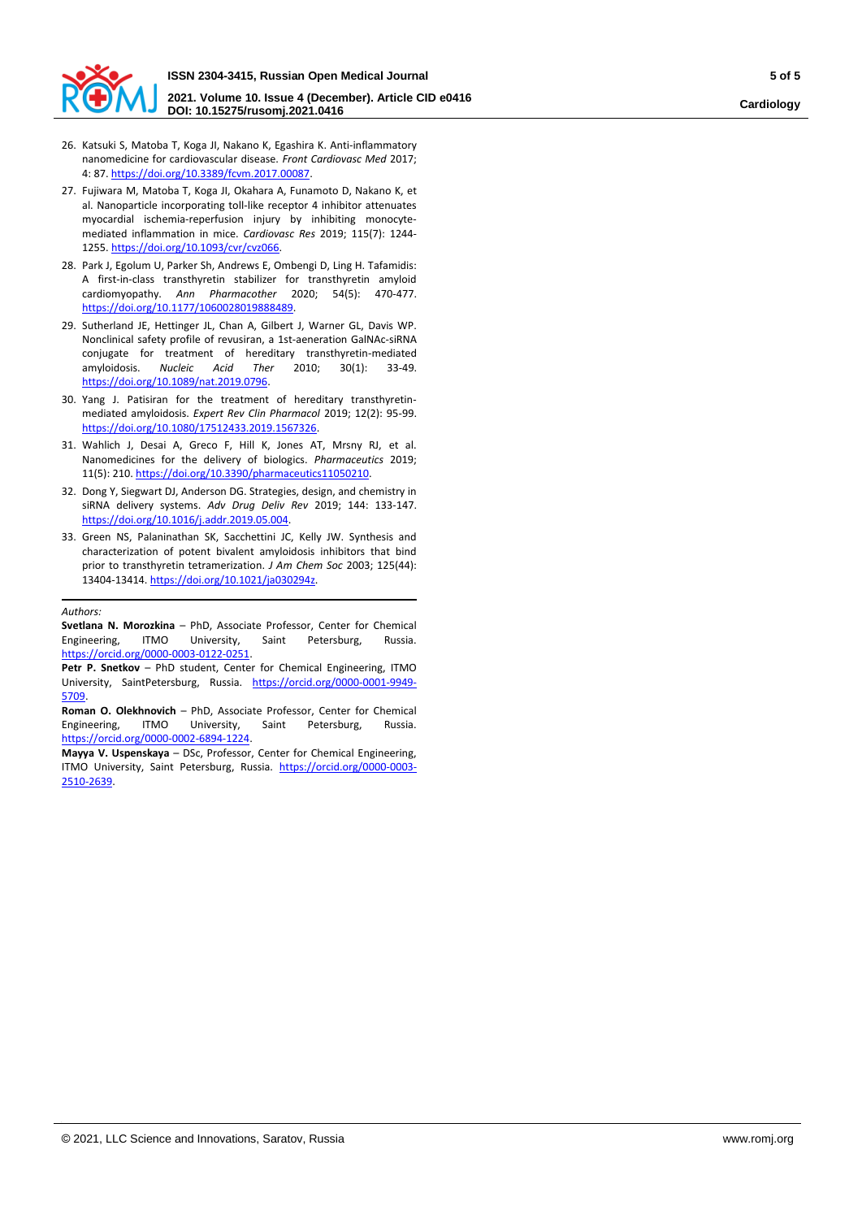26. Katsuki S, Matoba T, Koga JI, Nakano K, Egashira K. Anti-inflammatory nanomedicine for cardiovascular disease. *Front Cardiovasc Med* 2017; 4: 87. https://doi.org/10.3389/fcvm.2017.00087.
27. Fujiwara M, Matoba T, Koga JI, Okahara A, Funamoto D, Nakano K, et al. Nanoparticle incorporating toll-like receptor 4 inhibitor attenuates myocardial ischemia-reperfusion injury by inhibiting monocyte-mediated inflammation in mice. *Cardiovasc Res* 2019; 115(7): 1244-1255. https://doi.org/10.1093/cvr/cvz066.
28. Park J, Egolum U, Parker Sh, Andrews E, Ombengi D, Ling H. Tafamidis: A first-in-class transthyretin stabilizer for transthyretin amyloid cardiomyopathy. *Ann Pharmacother* 2020; 54(5): 470-477. https://doi.org/10.1177/1060028019888489.
29. Sutherland JE, Hettinger JL, Chan A, Gilbert J, Warner GL, Davis WP. Nonclinical safety profile of revusiran, a 1st-aeneration GalNAc-siRNA conjugate for treatment of hereditary transthyretin-mediated amyloidosis. *Nucleic Acid Ther* 2010; 30(1): 33-49. https://doi.org/10.1089/nat.2019.0796.
30. Yang J. Patisiran for the treatment of hereditary transthyretin-mediated amyloidosis. *Expert Rev Clin Pharmacol* 2019; 12(2): 95-99. https://doi.org/10.1080/17512433.2019.1567326.
31. Wahlich J, Desai A, Greco F, Hill K, Jones AT, Mrsny RJ, et al. Nanomedicines for the delivery of biologics. *Pharmaceutics* 2019; 11(5): 210. https://doi.org/10.3390/pharmaceutics11050210.
32. Dong Y, Siegwart DJ, Anderson DG. Strategies, design, and chemistry in siRNA delivery systems. *Adv Drug Deliv Rev* 2019; 144: 133-147. https://doi.org/10.1016/j.addr.2019.05.004.
33. Green NS, Palaninathan SK, Sacchettini JC, Kelly JW. Synthesis and characterization of potent bivalent amyloidosis inhibitors that bind prior to transthyretin tetramerization. *J Am Chem Soc* 2003; 125(44): 13404-13414. https://doi.org/10.1021/ja030294z.

---

*Authors:*

**Svetlana N. Morozkina** – PhD, Associate Professor, Center for Chemical Engineering, ITMO University, Saint Petersburg, Russia. https://orcid.org/0000-0003-0122-0251.

**Petr P. Snetkov** – PhD student, Center for Chemical Engineering, ITMO University, SaintPetersburg, Russia. https://orcid.org/0000-0001-9949-5709.

**Roman O. Olekhnovich** – PhD, Associate Professor, Center for Chemical Engineering, ITMO University, Saint Petersburg, Russia. https://orcid.org/0000-0002-6894-1224.

**Mayya V. Uspenskaya** – DSc, Professor, Center for Chemical Engineering, ITMO University, Saint Petersburg, Russia. https://orcid.org/0000-0003-2510-2639.